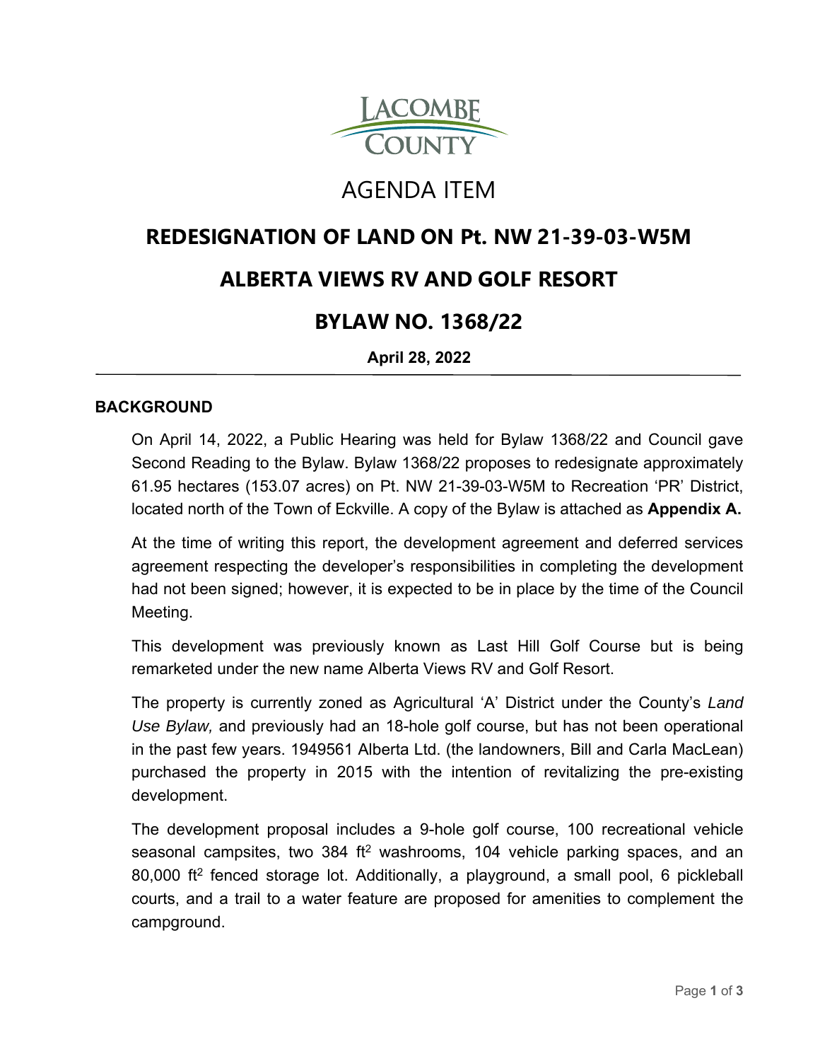LACOMBE COUNTY

# AGENDA ITEM

## REDESIGNATION OF LAND ON Pt. NW 21-39-03-W5M

## ALBERTA VIEWS RV AND GOLF RESORT

## BYLAW NO. 1368/22

**April 28, 2022**

---

### BACKGROUND

On April 14, 2022, a Public Hearing was held for Bylaw 1368/22 and Council gave Second Reading to the Bylaw. Bylaw 1368/22 proposes to redesignate approximately 61.95 hectares (153.07 acres) on Pt. NW 21-39-03-W5M to Recreation 'PR' District, located north of the Town of Eckville. A copy of the Bylaw is attached as **Appendix A.**

At the time of writing this report, the development agreement and deferred services agreement respecting the developer's responsibilities in completing the development had not been signed; however, it is expected to be in place by the time of the Council Meeting.

This development was previously known as Last Hill Golf Course but is being remarketed under the new name Alberta Views RV and Golf Resort.

The property is currently zoned as Agricultural 'A' District under the County's *Land Use Bylaw,* and previously had an 18-hole golf course, but has not been operational in the past few years. 1949561 Alberta Ltd. (the landowners, Bill and Carla MacLean) purchased the property in 2015 with the intention of revitalizing the pre-existing development.

The development proposal includes a 9-hole golf course, 100 recreational vehicle seasonal campsites, two 384 $ft^2$ washrooms, 104 vehicle parking spaces, and an 80,000 $ft^2$ fenced storage lot. Additionally, a playground, a small pool, 6 pickleball courts, and a trail to a water feature are proposed for amenities to complement the campground.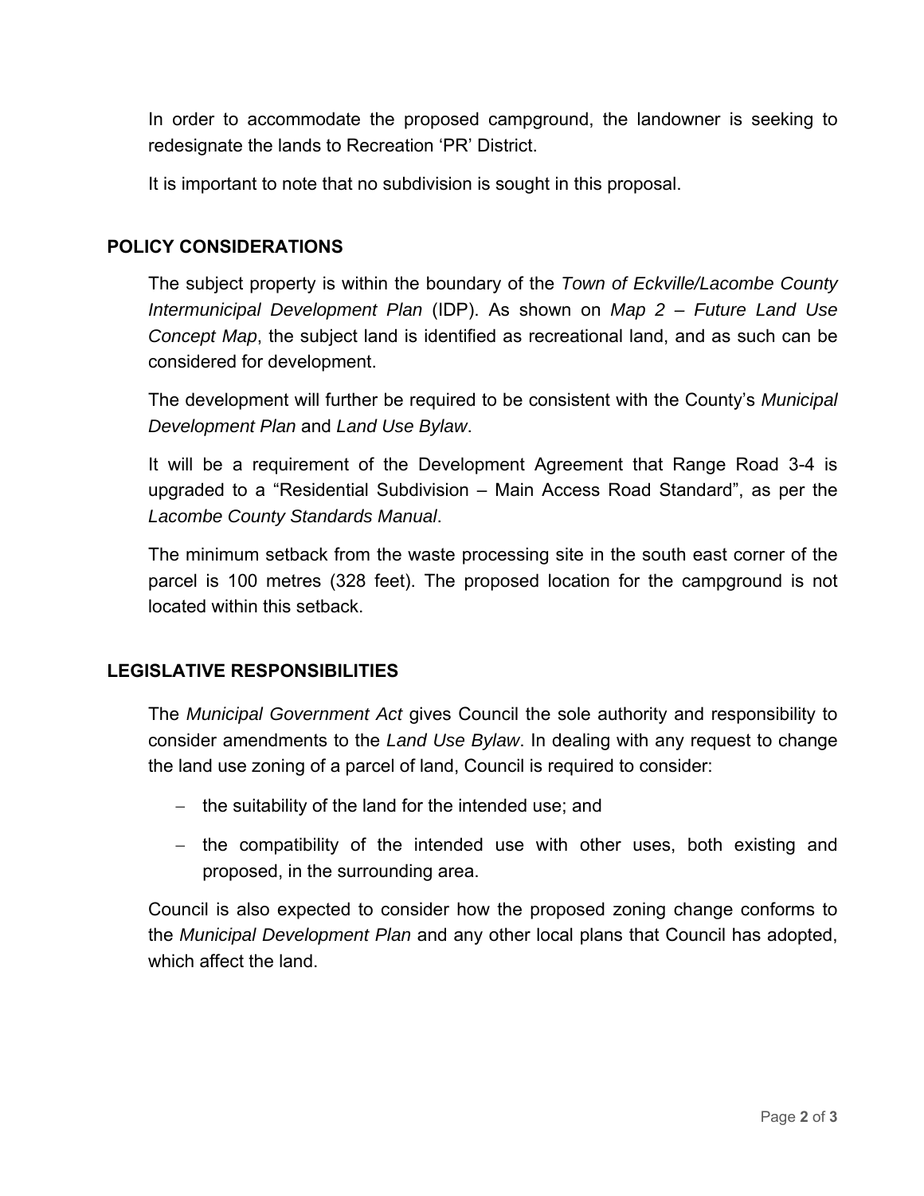In order to accommodate the proposed campground, the landowner is seeking to redesignate the lands to Recreation 'PR' District.

It is important to note that no subdivision is sought in this proposal.

## POLICY CONSIDERATIONS

The subject property is within the boundary of the *Town of Eckville/Lacombe County Intermunicipal Development Plan* (IDP). As shown on *Map 2 – Future Land Use Concept Map*, the subject land is identified as recreational land, and as such can be considered for development.

The development will further be required to be consistent with the County's *Municipal Development Plan* and *Land Use Bylaw*.

It will be a requirement of the Development Agreement that Range Road 3-4 is upgraded to a "Residential Subdivision – Main Access Road Standard", as per the *Lacombe County Standards Manual*.

The minimum setback from the waste processing site in the south east corner of the parcel is 100 metres (328 feet). The proposed location for the campground is not located within this setback.

## LEGISLATIVE RESPONSIBILITIES

The *Municipal Government Act* gives Council the sole authority and responsibility to consider amendments to the *Land Use Bylaw*. In dealing with any request to change the land use zoning of a parcel of land, Council is required to consider:

- the suitability of the land for the intended use; and
- the compatibility of the intended use with other uses, both existing and proposed, in the surrounding area.

Council is also expected to consider how the proposed zoning change conforms to the *Municipal Development Plan* and any other local plans that Council has adopted, which affect the land.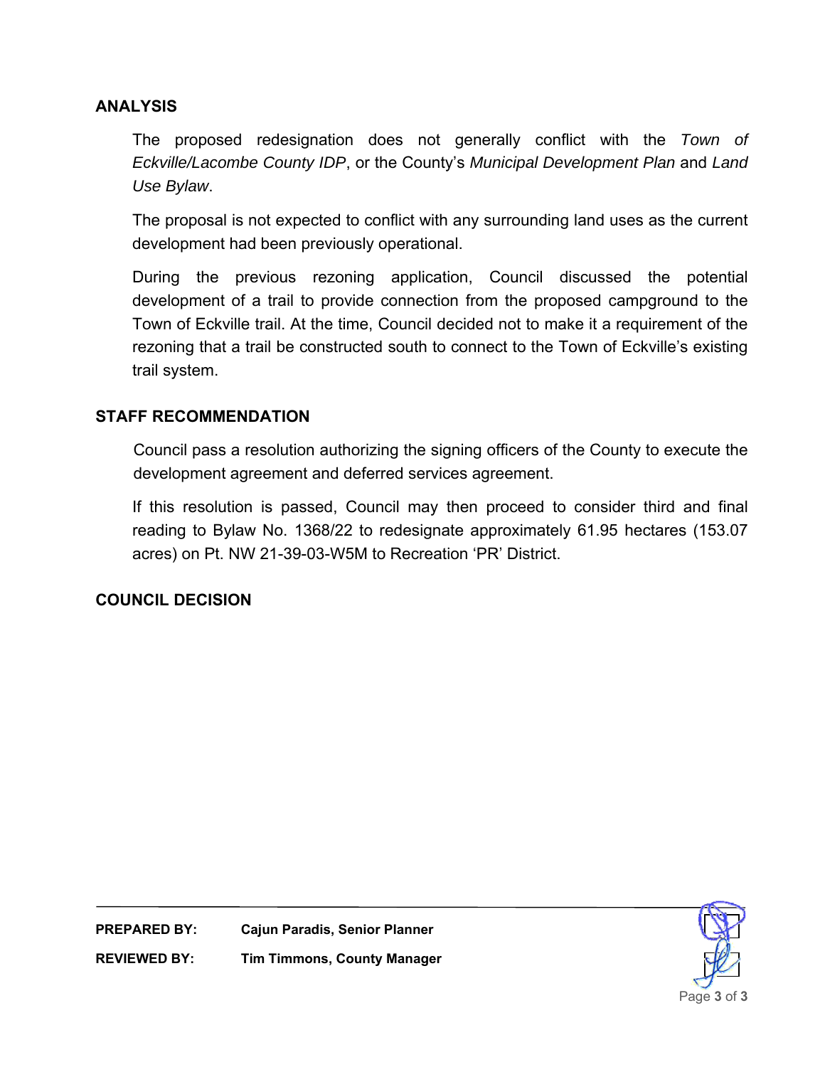## ANALYSIS

The proposed redesignation does not generally conflict with the *Town of Eckville/Lacombe County IDP*, or the County's *Municipal Development Plan* and *Land Use Bylaw*.

The proposal is not expected to conflict with any surrounding land uses as the current development had been previously operational.

During the previous rezoning application, Council discussed the potential development of a trail to provide connection from the proposed campground to the Town of Eckville trail. At the time, Council decided not to make it a requirement of the rezoning that a trail be constructed south to connect to the Town of Eckville's existing trail system.

## STAFF RECOMMENDATION

Council pass a resolution authorizing the signing officers of the County to execute the development agreement and deferred services agreement.

If this resolution is passed, Council may then proceed to consider third and final reading to Bylaw No. 1368/22 to redesignate approximately 61.95 hectares (153.07 acres) on Pt. NW 21-39-03-W5M to Recreation 'PR' District.

## COUNCIL DECISION

---

**PREPARED BY:** **Cajun Paradis, Senior Planner**

**REVIEWED BY:** **Tim Timmons, County Manager**